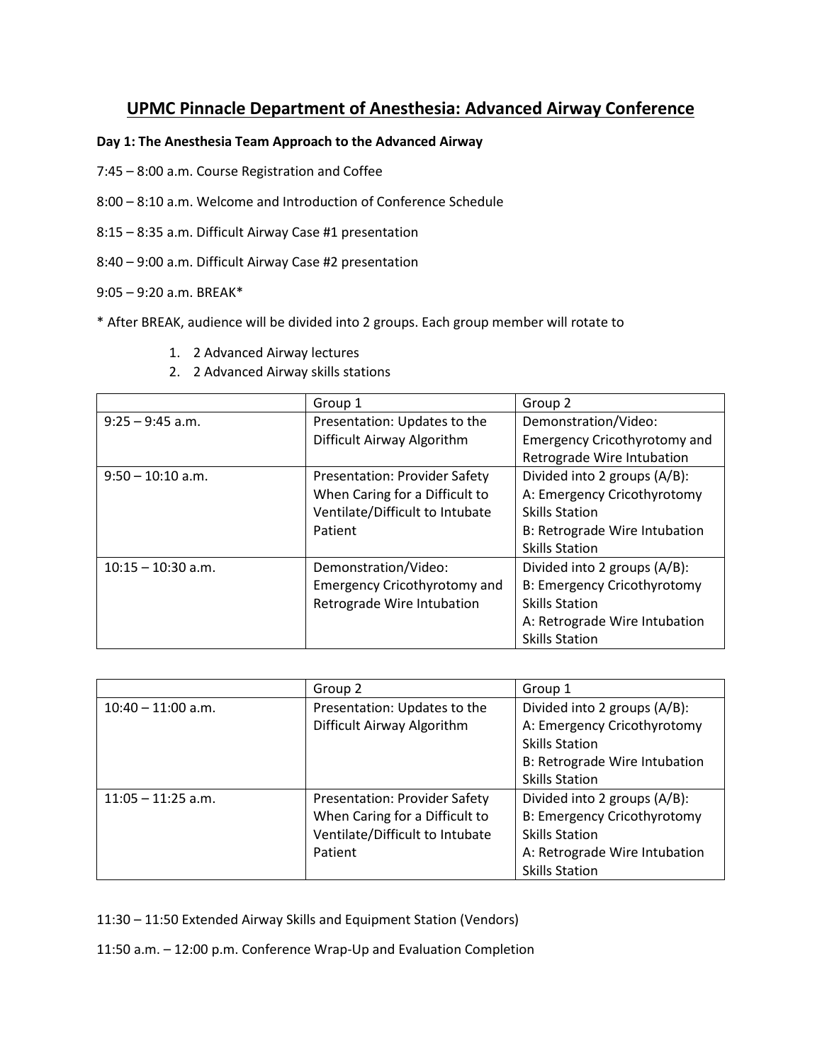# UPMC Pinnacle Department of Anesthesia: Advanced Airway Conference

**Day 1: The Anesthesia Team Approach to the Advanced Airway**

7:45 – 8:00 a.m. Course Registration and Coffee

8:00 – 8:10 a.m. Welcome and Introduction of Conference Schedule

8:15 – 8:35 a.m. Difficult Airway Case #1 presentation

8:40 – 9:00 a.m. Difficult Airway Case #2 presentation

9:05 – 9:20 a.m. BREAK*

* After BREAK, audience will be divided into 2 groups. Each group member will rotate to

1. 2 Advanced Airway lectures
2. 2 Advanced Airway skills stations

| | Group 1 | Group 2 |
|---|---|---|
| 9:25 – 9:45 a.m. | Presentation: Updates to the Difficult Airway Algorithm | Demonstration/Video: Emergency Cricothyrotomy and Retrograde Wire Intubation |
| 9:50 – 10:10 a.m. | Presentation: Provider Safety When Caring for a Difficult to Ventilate/Difficult to Intubate Patient | Divided into 2 groups (A/B): A: Emergency Cricothyrotomy Skills Station B: Retrograde Wire Intubation Skills Station |
| 10:15 – 10:30 a.m. | Demonstration/Video: Emergency Cricothyrotomy and Retrograde Wire Intubation | Divided into 2 groups (A/B): B: Emergency Cricothyrotomy Skills Station A: Retrograde Wire Intubation Skills Station |

| | Group 2 | Group 1 |
|---|---|---|
| 10:40 – 11:00 a.m. | Presentation: Updates to the Difficult Airway Algorithm | Divided into 2 groups (A/B): A: Emergency Cricothyrotomy Skills Station B: Retrograde Wire Intubation Skills Station |
| 11:05 – 11:25 a.m. | Presentation: Provider Safety When Caring for a Difficult to Ventilate/Difficult to Intubate Patient | Divided into 2 groups (A/B): B: Emergency Cricothyrotomy Skills Station A: Retrograde Wire Intubation Skills Station |

11:30 – 11:50 Extended Airway Skills and Equipment Station (Vendors)

11:50 a.m. – 12:00 p.m. Conference Wrap-Up and Evaluation Completion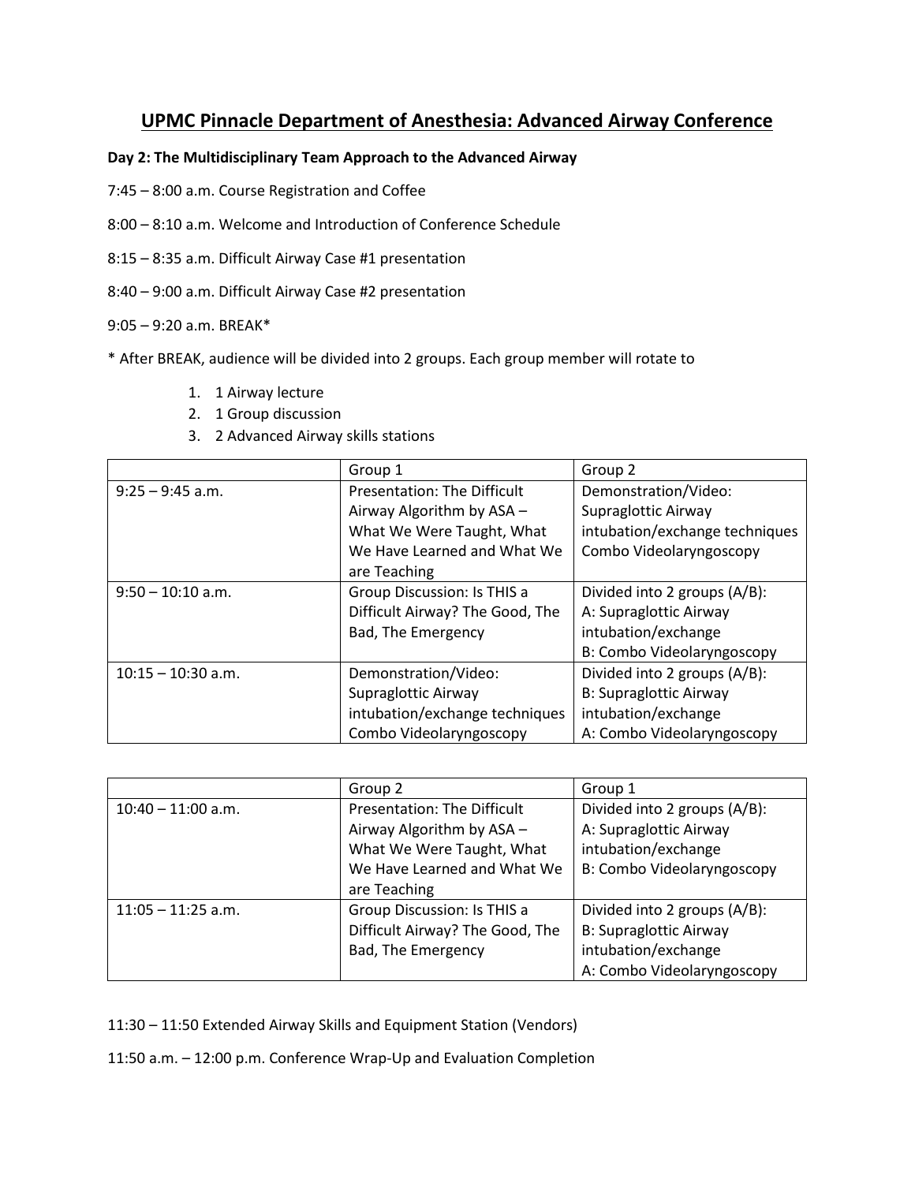## UPMC Pinnacle Department of Anesthesia: Advanced Airway Conference

**Day 2: The Multidisciplinary Team Approach to the Advanced Airway**

7:45 – 8:00 a.m. Course Registration and Coffee

8:00 – 8:10 a.m. Welcome and Introduction of Conference Schedule

8:15 – 8:35 a.m. Difficult Airway Case #1 presentation

8:40 – 9:00 a.m. Difficult Airway Case #2 presentation

9:05 – 9:20 a.m. BREAK*

* After BREAK, audience will be divided into 2 groups. Each group member will rotate to

1. 1 Airway lecture
2. 1 Group discussion
3. 2 Advanced Airway skills stations

| | Group 1 | Group 2 |
|---|---|---|
| 9:25 – 9:45 a.m. | Presentation: The Difficult Airway Algorithm by ASA – What We Were Taught, What We Have Learned and What We are Teaching | Demonstration/Video: Supraglottic Airway intubation/exchange techniques Combo Videolaryngoscopy |
| 9:50 – 10:10 a.m. | Group Discussion: Is THIS a Difficult Airway? The Good, The Bad, The Emergency | Divided into 2 groups (A/B): A: Supraglottic Airway intubation/exchange B: Combo Videolaryngoscopy |
| 10:15 – 10:30 a.m. | Demonstration/Video: Supraglottic Airway intubation/exchange techniques Combo Videolaryngoscopy | Divided into 2 groups (A/B): B: Supraglottic Airway intubation/exchange A: Combo Videolaryngoscopy |

| | Group 2 | Group 1 |
|---|---|---|
| 10:40 – 11:00 a.m. | Presentation: The Difficult Airway Algorithm by ASA – What We Were Taught, What We Have Learned and What We are Teaching | Divided into 2 groups (A/B): A: Supraglottic Airway intubation/exchange B: Combo Videolaryngoscopy |
| 11:05 – 11:25 a.m. | Group Discussion: Is THIS a Difficult Airway? The Good, The Bad, The Emergency | Divided into 2 groups (A/B): B: Supraglottic Airway intubation/exchange A: Combo Videolaryngoscopy |

11:30 – 11:50 Extended Airway Skills and Equipment Station (Vendors)

11:50 a.m. – 12:00 p.m. Conference Wrap-Up and Evaluation Completion